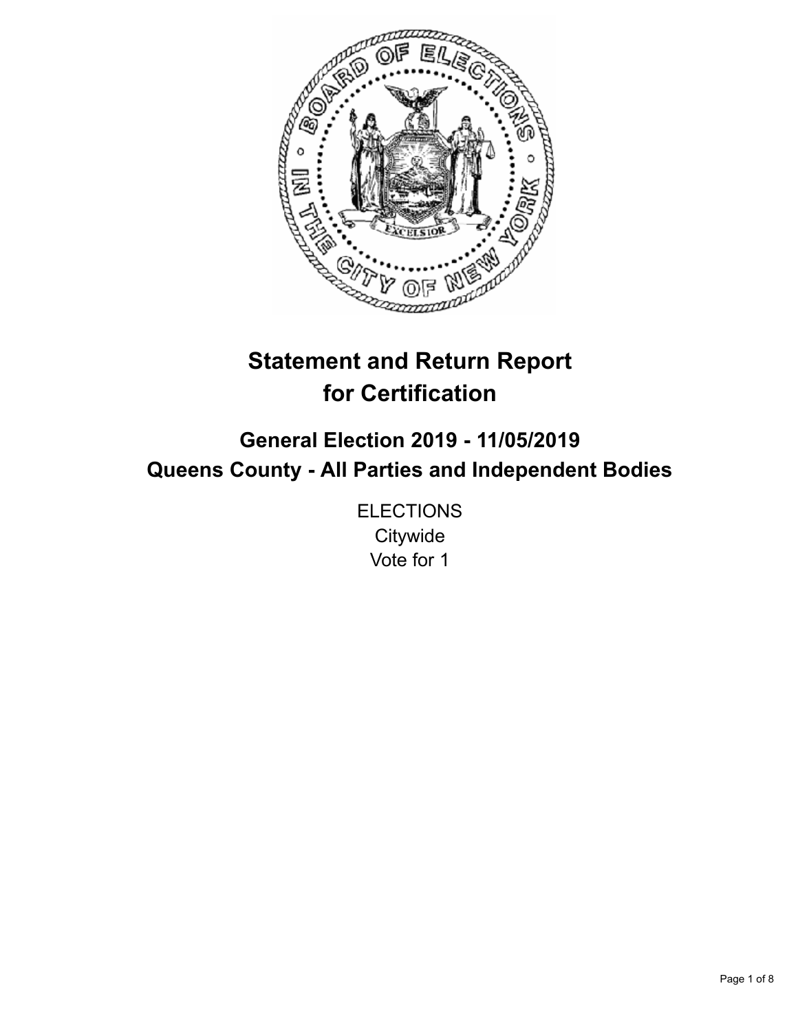# Statement and Return Report for Certification

## General Election 2019 - 11/05/2019
## Queens County - All Parties and Independent Bodies

ELECTIONS
Citywide
Vote for 1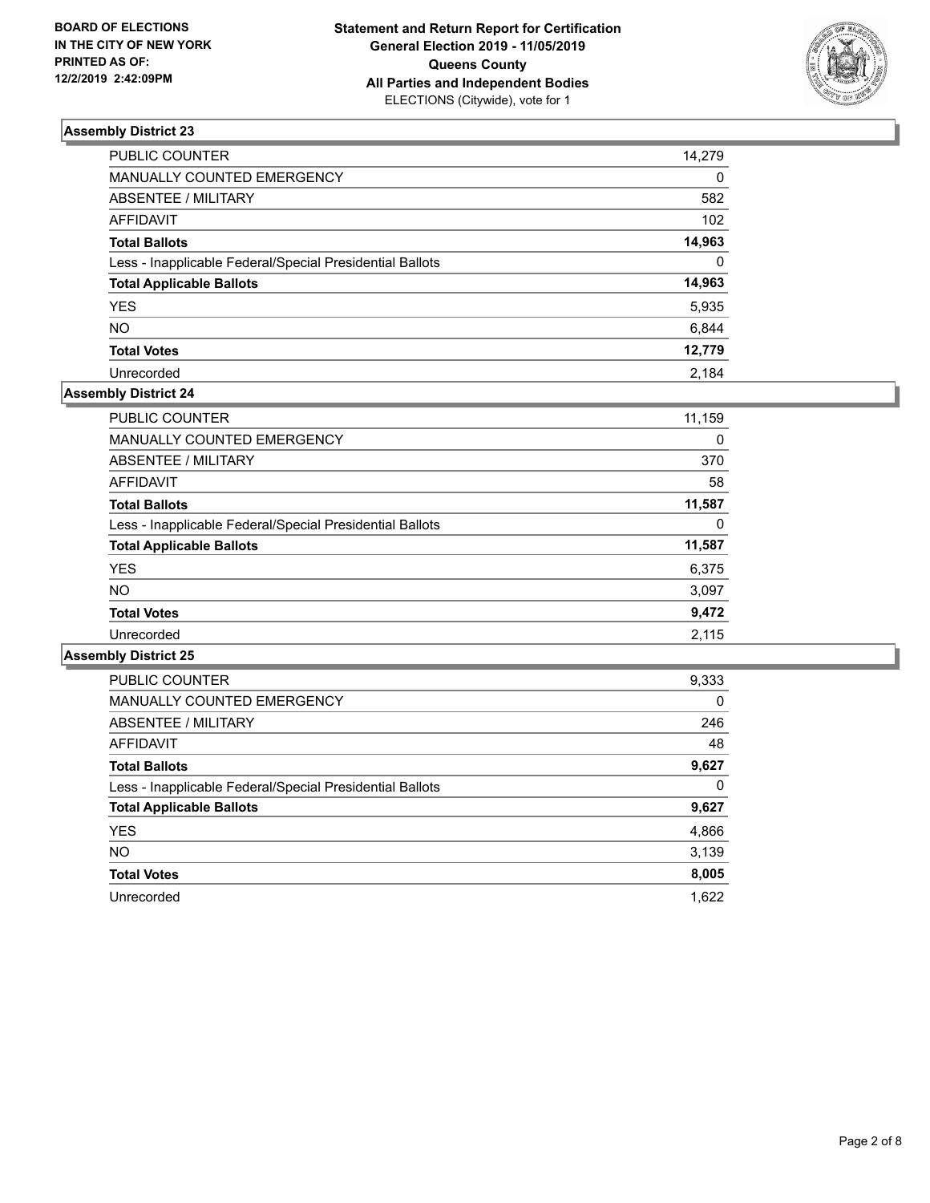**BOARD OF ELECTIONS IN THE CITY OF NEW YORK PRINTED AS OF: 12/2/2019 2:42:09PM**

**Statement and Return Report for Certification General Election 2019 - 11/05/2019 Queens County All Parties and Independent Bodies**
ELECTIONS (Citywide), vote for 1

### Assembly District 23

| | |
|---|---|
| PUBLIC COUNTER | 14,279 |
| MANUALLY COUNTED EMERGENCY | 0 |
| ABSENTEE / MILITARY | 582 |
| AFFIDAVIT | 102 |
| **Total Ballots** | **14,963** |
| Less - Inapplicable Federal/Special Presidential Ballots | 0 |
| **Total Applicable Ballots** | **14,963** |
| YES | 5,935 |
| NO | 6,844 |
| **Total Votes** | **12,779** |
| Unrecorded | 2,184 |

### Assembly District 24

| | |
|---|---|
| PUBLIC COUNTER | 11,159 |
| MANUALLY COUNTED EMERGENCY | 0 |
| ABSENTEE / MILITARY | 370 |
| AFFIDAVIT | 58 |
| **Total Ballots** | **11,587** |
| Less - Inapplicable Federal/Special Presidential Ballots | 0 |
| **Total Applicable Ballots** | **11,587** |
| YES | 6,375 |
| NO | 3,097 |
| **Total Votes** | **9,472** |
| Unrecorded | 2,115 |

### Assembly District 25

| | |
|---|---|
| PUBLIC COUNTER | 9,333 |
| MANUALLY COUNTED EMERGENCY | 0 |
| ABSENTEE / MILITARY | 246 |
| AFFIDAVIT | 48 |
| **Total Ballots** | **9,627** |
| Less - Inapplicable Federal/Special Presidential Ballots | 0 |
| **Total Applicable Ballots** | **9,627** |
| YES | 4,866 |
| NO | 3,139 |
| **Total Votes** | **8,005** |
| Unrecorded | 1,622 |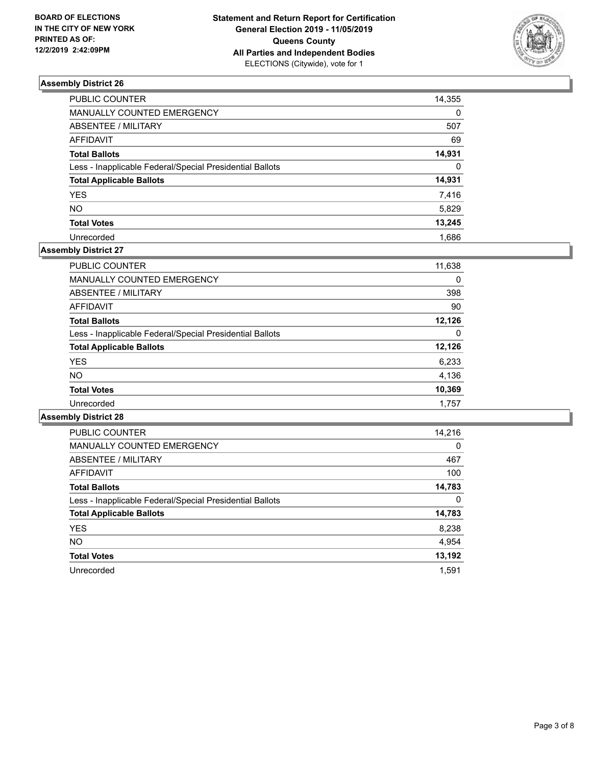**BOARD OF ELECTIONS IN THE CITY OF NEW YORK PRINTED AS OF: 12/2/2019 2:42:09PM**

**Statement and Return Report for Certification General Election 2019 - 11/05/2019 Queens County All Parties and Independent Bodies**
ELECTIONS (Citywide), vote for 1

### Assembly District 26

| | |
|---|---|
| PUBLIC COUNTER | 14,355 |
| MANUALLY COUNTED EMERGENCY | 0 |
| ABSENTEE / MILITARY | 507 |
| AFFIDAVIT | 69 |
| **Total Ballots** | **14,931** |
| Less - Inapplicable Federal/Special Presidential Ballots | 0 |
| **Total Applicable Ballots** | **14,931** |
| YES | 7,416 |
| NO | 5,829 |
| **Total Votes** | **13,245** |
| Unrecorded | 1,686 |

### Assembly District 27

| | |
|---|---|
| PUBLIC COUNTER | 11,638 |
| MANUALLY COUNTED EMERGENCY | 0 |
| ABSENTEE / MILITARY | 398 |
| AFFIDAVIT | 90 |
| **Total Ballots** | **12,126** |
| Less - Inapplicable Federal/Special Presidential Ballots | 0 |
| **Total Applicable Ballots** | **12,126** |
| YES | 6,233 |
| NO | 4,136 |
| **Total Votes** | **10,369** |
| Unrecorded | 1,757 |

### Assembly District 28

| | |
|---|---|
| PUBLIC COUNTER | 14,216 |
| MANUALLY COUNTED EMERGENCY | 0 |
| ABSENTEE / MILITARY | 467 |
| AFFIDAVIT | 100 |
| **Total Ballots** | **14,783** |
| Less - Inapplicable Federal/Special Presidential Ballots | 0 |
| **Total Applicable Ballots** | **14,783** |
| YES | 8,238 |
| NO | 4,954 |
| **Total Votes** | **13,192** |
| Unrecorded | 1,591 |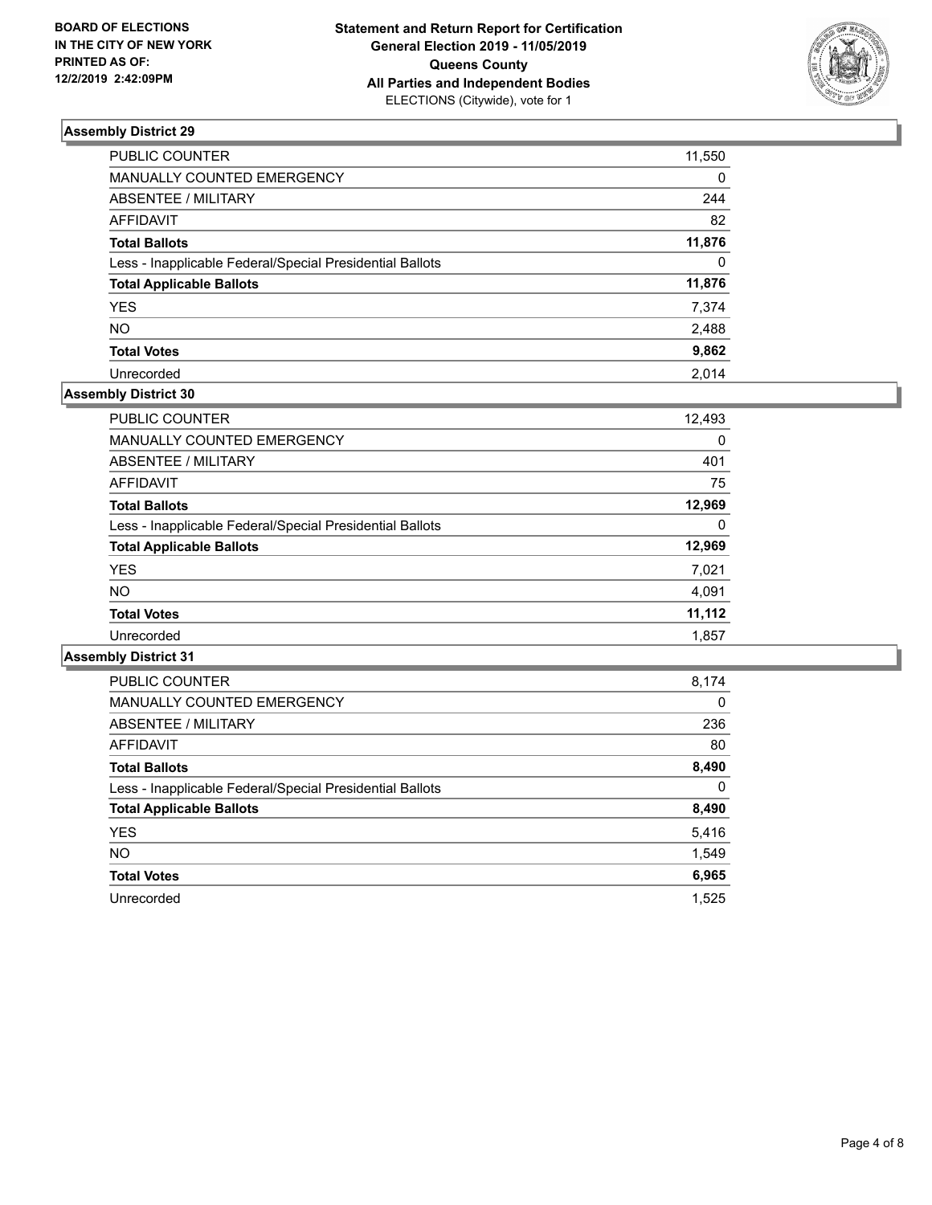BOARD OF ELECTIONS
IN THE CITY OF NEW YORK
PRINTED AS OF:
12/2/2019 2:42:09PM

**Statement and Return Report for Certification**
**General Election 2019 - 11/05/2019**
**Queens County**
**All Parties and Independent Bodies**
ELECTIONS (Citywide), vote for 1

### Assembly District 29

| | |
|---|---|
| PUBLIC COUNTER | 11,550 |
| MANUALLY COUNTED EMERGENCY | 0 |
| ABSENTEE / MILITARY | 244 |
| AFFIDAVIT | 82 |
| **Total Ballots** | **11,876** |
| Less - Inapplicable Federal/Special Presidential Ballots | 0 |
| **Total Applicable Ballots** | **11,876** |
| YES | 7,374 |
| NO | 2,488 |
| **Total Votes** | **9,862** |
| Unrecorded | 2,014 |

### Assembly District 30

| | |
|---|---|
| PUBLIC COUNTER | 12,493 |
| MANUALLY COUNTED EMERGENCY | 0 |
| ABSENTEE / MILITARY | 401 |
| AFFIDAVIT | 75 |
| **Total Ballots** | **12,969** |
| Less - Inapplicable Federal/Special Presidential Ballots | 0 |
| **Total Applicable Ballots** | **12,969** |
| YES | 7,021 |
| NO | 4,091 |
| **Total Votes** | **11,112** |
| Unrecorded | 1,857 |

### Assembly District 31

| | |
|---|---|
| PUBLIC COUNTER | 8,174 |
| MANUALLY COUNTED EMERGENCY | 0 |
| ABSENTEE / MILITARY | 236 |
| AFFIDAVIT | 80 |
| **Total Ballots** | **8,490** |
| Less - Inapplicable Federal/Special Presidential Ballots | 0 |
| **Total Applicable Ballots** | **8,490** |
| YES | 5,416 |
| NO | 1,549 |
| **Total Votes** | **6,965** |
| Unrecorded | 1,525 |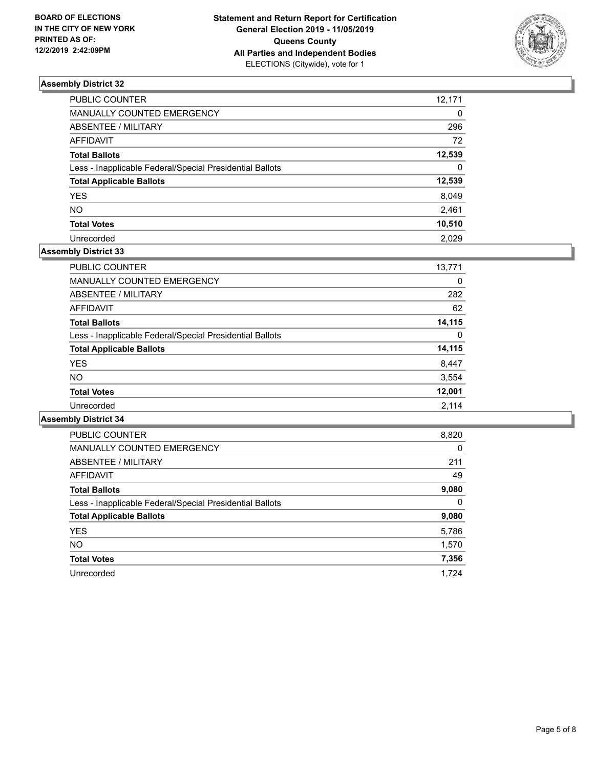**BOARD OF ELECTIONS IN THE CITY OF NEW YORK PRINTED AS OF: 12/2/2019 2:42:09PM**

**Statement and Return Report for Certification General Election 2019 - 11/05/2019 Queens County All Parties and Independent Bodies**
ELECTIONS (Citywide), vote for 1

### Assembly District 32

| | |
|---|---|
| PUBLIC COUNTER | 12,171 |
| MANUALLY COUNTED EMERGENCY | 0 |
| ABSENTEE / MILITARY | 296 |
| AFFIDAVIT | 72 |
| **Total Ballots** | **12,539** |
| Less - Inapplicable Federal/Special Presidential Ballots | 0 |
| **Total Applicable Ballots** | **12,539** |
| YES | 8,049 |
| NO | 2,461 |
| **Total Votes** | **10,510** |
| Unrecorded | 2,029 |

### Assembly District 33

| | |
|---|---|
| PUBLIC COUNTER | 13,771 |
| MANUALLY COUNTED EMERGENCY | 0 |
| ABSENTEE / MILITARY | 282 |
| AFFIDAVIT | 62 |
| **Total Ballots** | **14,115** |
| Less - Inapplicable Federal/Special Presidential Ballots | 0 |
| **Total Applicable Ballots** | **14,115** |
| YES | 8,447 |
| NO | 3,554 |
| **Total Votes** | **12,001** |
| Unrecorded | 2,114 |

### Assembly District 34

| | |
|---|---|
| PUBLIC COUNTER | 8,820 |
| MANUALLY COUNTED EMERGENCY | 0 |
| ABSENTEE / MILITARY | 211 |
| AFFIDAVIT | 49 |
| **Total Ballots** | **9,080** |
| Less - Inapplicable Federal/Special Presidential Ballots | 0 |
| **Total Applicable Ballots** | **9,080** |
| YES | 5,786 |
| NO | 1,570 |
| **Total Votes** | **7,356** |
| Unrecorded | 1,724 |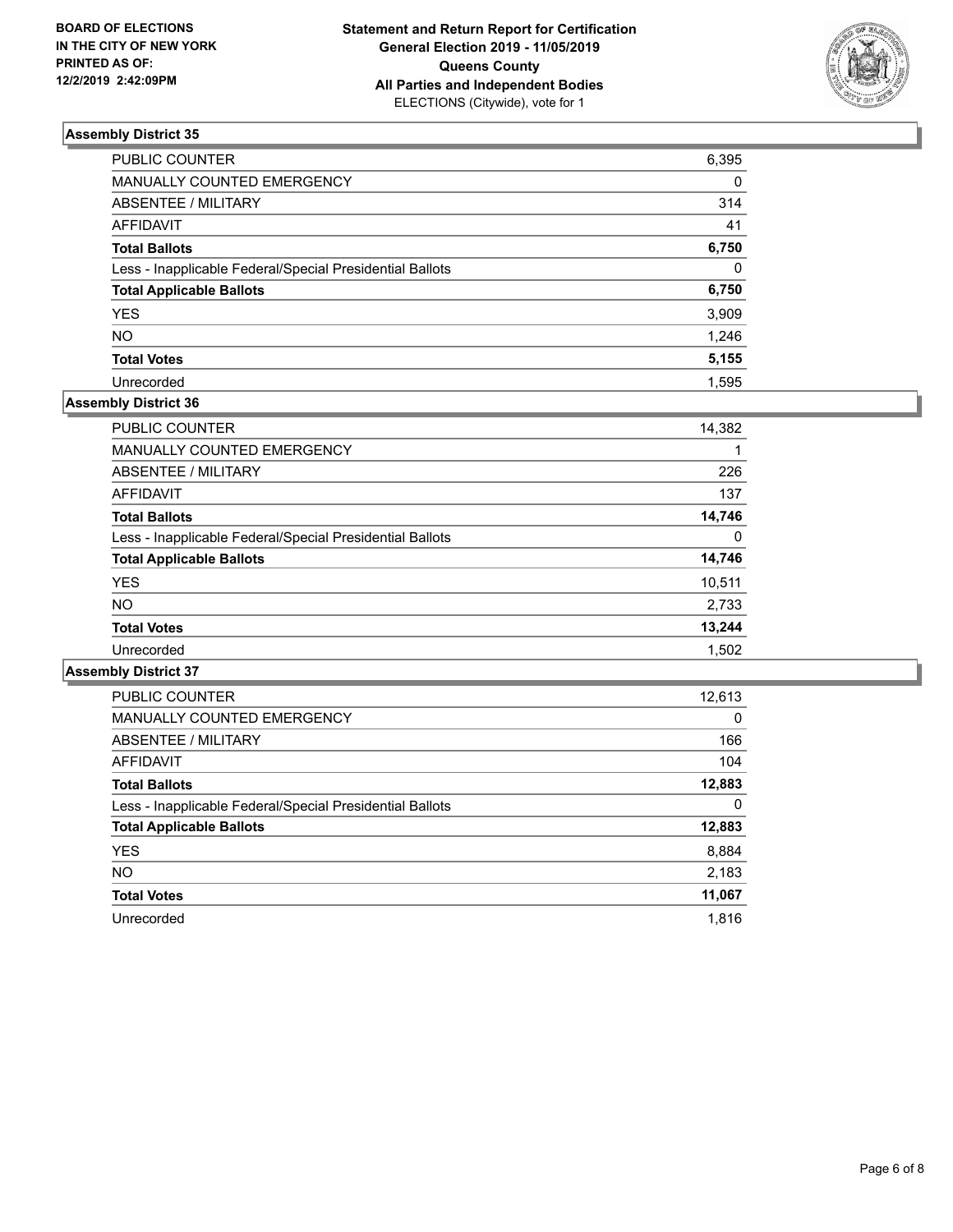**BOARD OF ELECTIONS IN THE CITY OF NEW YORK PRINTED AS OF: 12/2/2019 2:42:09PM**

**Statement and Return Report for Certification General Election 2019 - 11/05/2019 Queens County All Parties and Independent Bodies**
ELECTIONS (Citywide), vote for 1

### Assembly District 35

| | |
|---|---|
| PUBLIC COUNTER | 6,395 |
| MANUALLY COUNTED EMERGENCY | 0 |
| ABSENTEE / MILITARY | 314 |
| AFFIDAVIT | 41 |
| **Total Ballots** | **6,750** |
| Less - Inapplicable Federal/Special Presidential Ballots | 0 |
| **Total Applicable Ballots** | **6,750** |
| YES | 3,909 |
| NO | 1,246 |
| **Total Votes** | **5,155** |
| Unrecorded | 1,595 |

### Assembly District 36

| | |
|---|---|
| PUBLIC COUNTER | 14,382 |
| MANUALLY COUNTED EMERGENCY | 1 |
| ABSENTEE / MILITARY | 226 |
| AFFIDAVIT | 137 |
| **Total Ballots** | **14,746** |
| Less - Inapplicable Federal/Special Presidential Ballots | 0 |
| **Total Applicable Ballots** | **14,746** |
| YES | 10,511 |
| NO | 2,733 |
| **Total Votes** | **13,244** |
| Unrecorded | 1,502 |

### Assembly District 37

| | |
|---|---|
| PUBLIC COUNTER | 12,613 |
| MANUALLY COUNTED EMERGENCY | 0 |
| ABSENTEE / MILITARY | 166 |
| AFFIDAVIT | 104 |
| **Total Ballots** | **12,883** |
| Less - Inapplicable Federal/Special Presidential Ballots | 0 |
| **Total Applicable Ballots** | **12,883** |
| YES | 8,884 |
| NO | 2,183 |
| **Total Votes** | **11,067** |
| Unrecorded | 1,816 |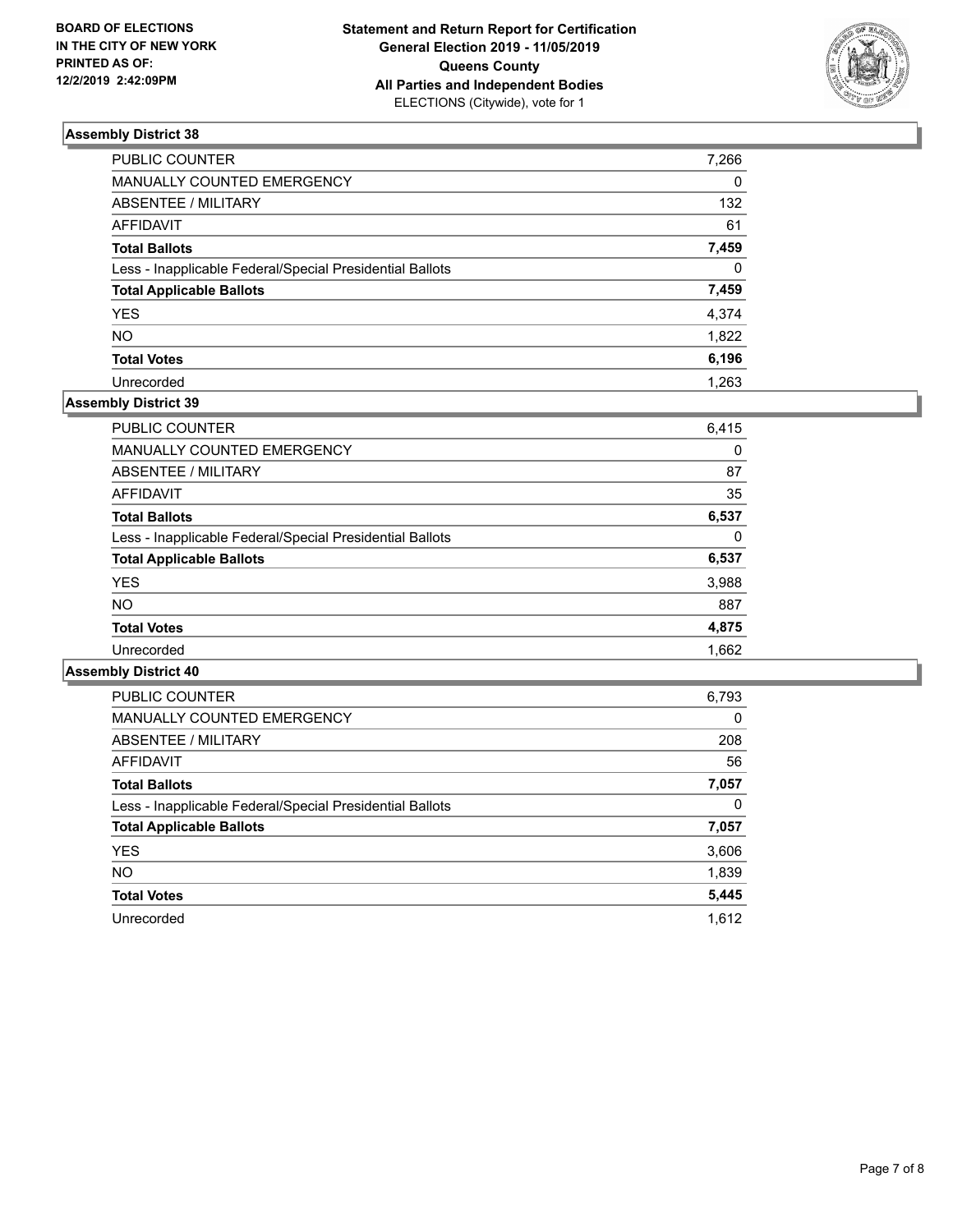**BOARD OF ELECTIONS IN THE CITY OF NEW YORK PRINTED AS OF: 12/2/2019 2:42:09PM**

**Statement and Return Report for Certification General Election 2019 - 11/05/2019 Queens County All Parties and Independent Bodies**
ELECTIONS (Citywide), vote for 1

### Assembly District 38

| | |
|---|---|
| PUBLIC COUNTER | 7,266 |
| MANUALLY COUNTED EMERGENCY | 0 |
| ABSENTEE / MILITARY | 132 |
| AFFIDAVIT | 61 |
| **Total Ballots** | **7,459** |
| Less - Inapplicable Federal/Special Presidential Ballots | 0 |
| **Total Applicable Ballots** | **7,459** |
| YES | 4,374 |
| NO | 1,822 |
| **Total Votes** | **6,196** |
| Unrecorded | 1,263 |

### Assembly District 39

| | |
|---|---|
| PUBLIC COUNTER | 6,415 |
| MANUALLY COUNTED EMERGENCY | 0 |
| ABSENTEE / MILITARY | 87 |
| AFFIDAVIT | 35 |
| **Total Ballots** | **6,537** |
| Less - Inapplicable Federal/Special Presidential Ballots | 0 |
| **Total Applicable Ballots** | **6,537** |
| YES | 3,988 |
| NO | 887 |
| **Total Votes** | **4,875** |
| Unrecorded | 1,662 |

### Assembly District 40

| | |
|---|---|
| PUBLIC COUNTER | 6,793 |
| MANUALLY COUNTED EMERGENCY | 0 |
| ABSENTEE / MILITARY | 208 |
| AFFIDAVIT | 56 |
| **Total Ballots** | **7,057** |
| Less - Inapplicable Federal/Special Presidential Ballots | 0 |
| **Total Applicable Ballots** | **7,057** |
| YES | 3,606 |
| NO | 1,839 |
| **Total Votes** | **5,445** |
| Unrecorded | 1,612 |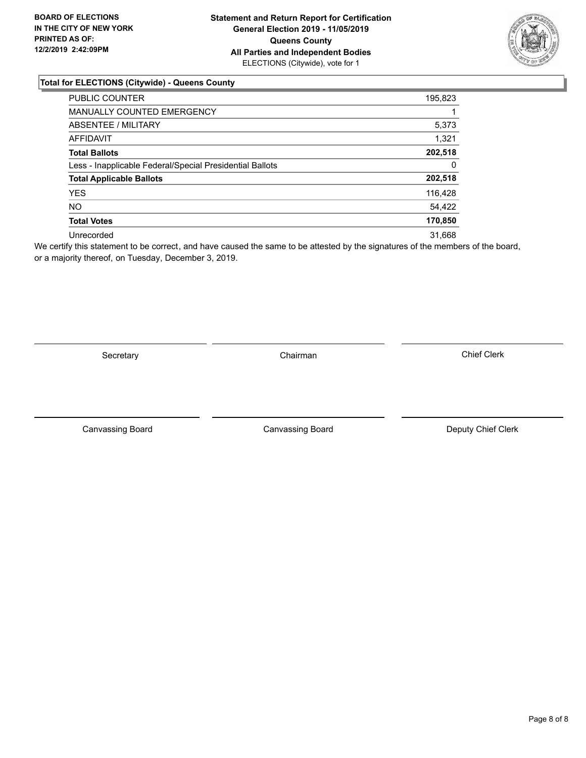**BOARD OF ELECTIONS IN THE CITY OF NEW YORK PRINTED AS OF: 12/2/2019 2:42:09PM**

**Statement and Return Report for Certification General Election 2019 - 11/05/2019 Queens County All Parties and Independent Bodies**
ELECTIONS (Citywide), vote for 1

### Total for ELECTIONS (Citywide) - Queens County

| | |
|---|---|
| PUBLIC COUNTER | 195,823 |
| MANUALLY COUNTED EMERGENCY | 1 |
| ABSENTEE / MILITARY | 5,373 |
| AFFIDAVIT | 1,321 |
| **Total Ballots** | **202,518** |
| Less - Inapplicable Federal/Special Presidential Ballots | 0 |
| **Total Applicable Ballots** | **202,518** |
| YES | 116,428 |
| NO | 54,422 |
| **Total Votes** | **170,850** |
| Unrecorded | 31,668 |

We certify this statement to be correct, and have caused the same to be attested by the signatures of the members of the board, or a majority thereof, on Tuesday, December 3, 2019.

Secretary

Chairman

Chief Clerk

Canvassing Board

Canvassing Board

Deputy Chief Clerk